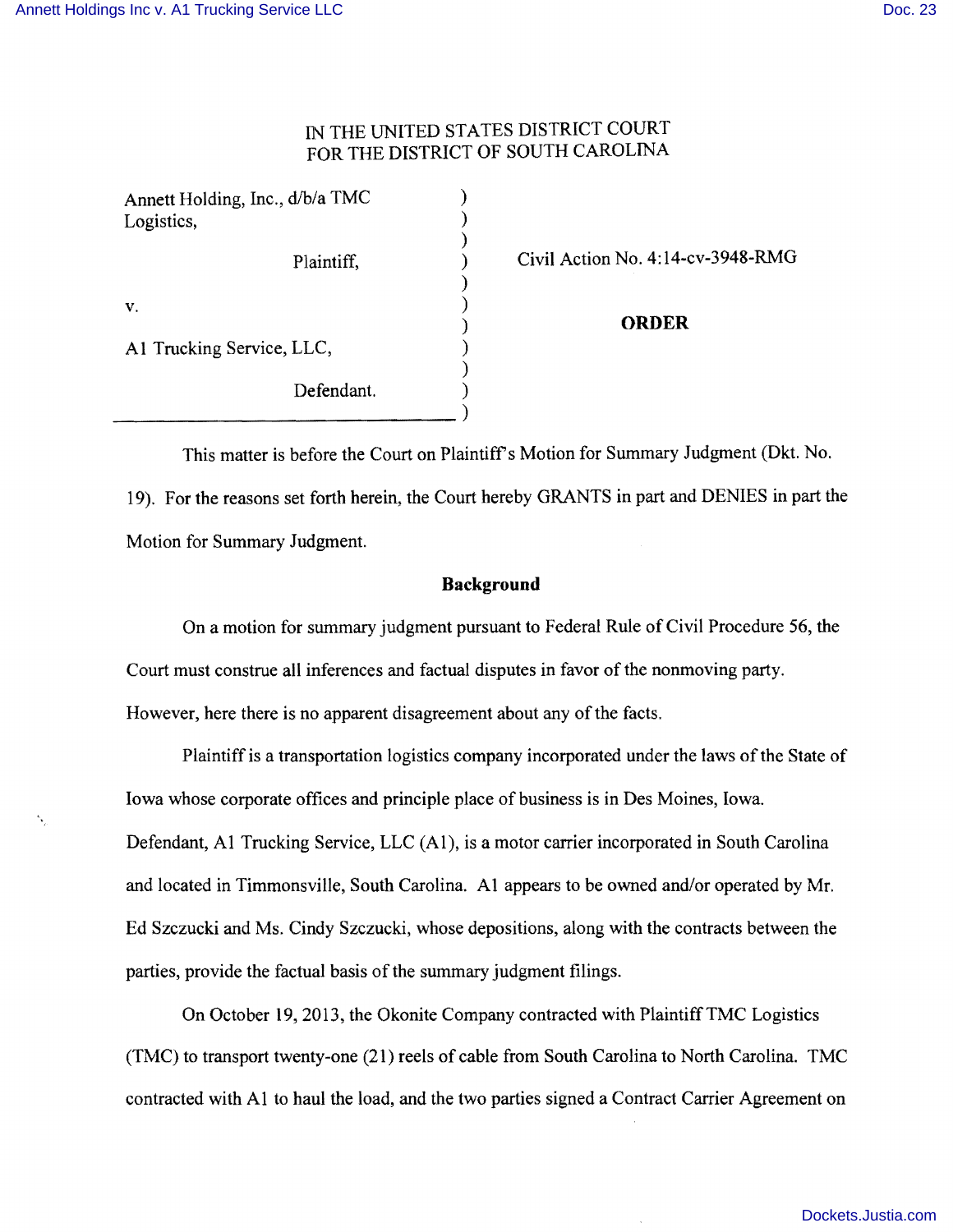IN THE UNITED STATES DISTRICT COURT
FOR THE DISTRICT OF SOUTH CAROLINA

| | | |
|---|---|---|
| Annett Holding, Inc., d/b/a TMC Logistics, | ) | |
| Plaintiff, | ) | Civil Action No. 4:14-cv-3948-RMG |
| v. | ) | |
| | ) | **ORDER** |
| A1 Trucking Service, LLC, | ) | |
| Defendant. | ) | |

This matter is before the Court on Plaintiff's Motion for Summary Judgment (Dkt. No. 19). For the reasons set forth herein, the Court hereby GRANTS in part and DENIES in part the Motion for Summary Judgment.

## Background

On a motion for summary judgment pursuant to Federal Rule of Civil Procedure 56, the Court must construe all inferences and factual disputes in favor of the nonmoving party. However, here there is no apparent disagreement about any of the facts.

Plaintiff is a transportation logistics company incorporated under the laws of the State of Iowa whose corporate offices and principle place of business is in Des Moines, Iowa. Defendant, A1 Trucking Service, LLC (A1), is a motor carrier incorporated in South Carolina and located in Timmonsville, South Carolina. A1 appears to be owned and/or operated by Mr. Ed Szczucki and Ms. Cindy Szczucki, whose depositions, along with the contracts between the parties, provide the factual basis of the summary judgment filings.

On October 19, 2013, the Okonite Company contracted with Plaintiff TMC Logistics (TMC) to transport twenty-one (21) reels of cable from South Carolina to North Carolina. TMC contracted with A1 to haul the load, and the two parties signed a Contract Carrier Agreement on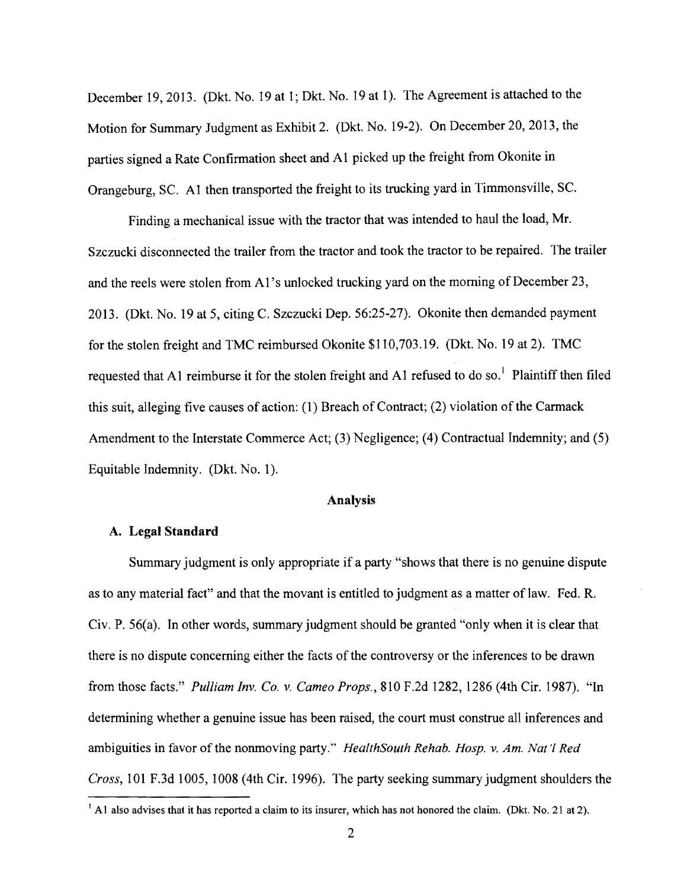December 19, 2013. (Dkt. No. 19 at 1; Dkt. No. 19 at 1). The Agreement is attached to the Motion for Summary Judgment as Exhibit 2. (Dkt. No. 19-2). On December 20, 2013, the parties signed a Rate Confirmation sheet and A1 picked up the freight from Okonite in Orangeburg, SC. A1 then transported the freight to its trucking yard in Timmonsville, SC.

Finding a mechanical issue with the tractor that was intended to haul the load, Mr. Szczucki disconnected the trailer from the tractor and took the tractor to be repaired. The trailer and the reels were stolen from A1's unlocked trucking yard on the morning of December 23, 2013. (Dkt. No. 19 at 5, citing C. Szczucki Dep. 56:25-27). Okonite then demanded payment for the stolen freight and TMC reimbursed Okonite $110,703.19. (Dkt. No. 19 at 2). TMC requested that A1 reimburse it for the stolen freight and A1 refused to do so.[1] Plaintiff then filed this suit, alleging five causes of action: (1) Breach of Contract; (2) violation of the Carmack Amendment to the Interstate Commerce Act; (3) Negligence; (4) Contractual Indemnity; and (5) Equitable Indemnity. (Dkt. No. 1).

## Analysis

### A. Legal Standard

Summary judgment is only appropriate if a party "shows that there is no genuine dispute as to any material fact" and that the movant is entitled to judgment as a matter of law. Fed. R. Civ. P. 56(a). In other words, summary judgment should be granted "only when it is clear that there is no dispute concerning either the facts of the controversy or the inferences to be drawn from those facts." *Pulliam Inv. Co. v. Cameo Props.*, 810 F.2d 1282, 1286 (4th Cir. 1987). "In determining whether a genuine issue has been raised, the court must construe all inferences and ambiguities in favor of the nonmoving party." *HealthSouth Rehab. Hosp. v. Am. Nat'l Red Cross*, 101 F.3d 1005, 1008 (4th Cir. 1996). The party seeking summary judgment shoulders the

[1] A1 also advises that it has reported a claim to its insurer, which has not honored the claim. (Dkt. No. 21 at 2).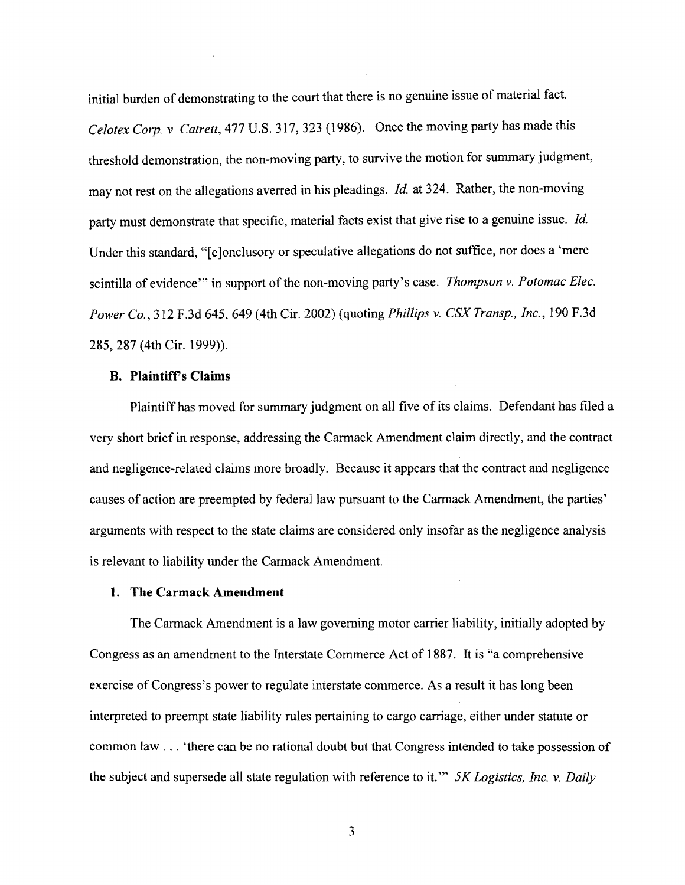initial burden of demonstrating to the court that there is no genuine issue of material fact. *Celotex Corp. v. Catrett*, 477 U.S. 317, 323 (1986). Once the moving party has made this threshold demonstration, the non-moving party, to survive the motion for summary judgment, may not rest on the allegations averred in his pleadings. *Id.* at 324. Rather, the non-moving party must demonstrate that specific, material facts exist that give rise to a genuine issue. *Id.* Under this standard, "[c]onclusory or speculative allegations do not suffice, nor does a 'mere scintilla of evidence'" in support of the non-moving party's case. *Thompson v. Potomac Elec. Power Co.*, 312 F.3d 645, 649 (4th Cir. 2002) (quoting *Phillips v. CSX Transp., Inc.*, 190 F.3d 285, 287 (4th Cir. 1999)).

### B. Plaintiff's Claims

Plaintiff has moved for summary judgment on all five of its claims. Defendant has filed a very short brief in response, addressing the Carmack Amendment claim directly, and the contract and negligence-related claims more broadly. Because it appears that the contract and negligence causes of action are preempted by federal law pursuant to the Carmack Amendment, the parties' arguments with respect to the state claims are considered only insofar as the negligence analysis is relevant to liability under the Carmack Amendment.

#### 1. The Carmack Amendment

The Carmack Amendment is a law governing motor carrier liability, initially adopted by Congress as an amendment to the Interstate Commerce Act of 1887. It is "a comprehensive exercise of Congress's power to regulate interstate commerce. As a result it has long been interpreted to preempt state liability rules pertaining to cargo carriage, either under statute or common law . . . 'there can be no rational doubt but that Congress intended to take possession of the subject and supersede all state regulation with reference to it.'" *5K Logistics, Inc. v. Daily*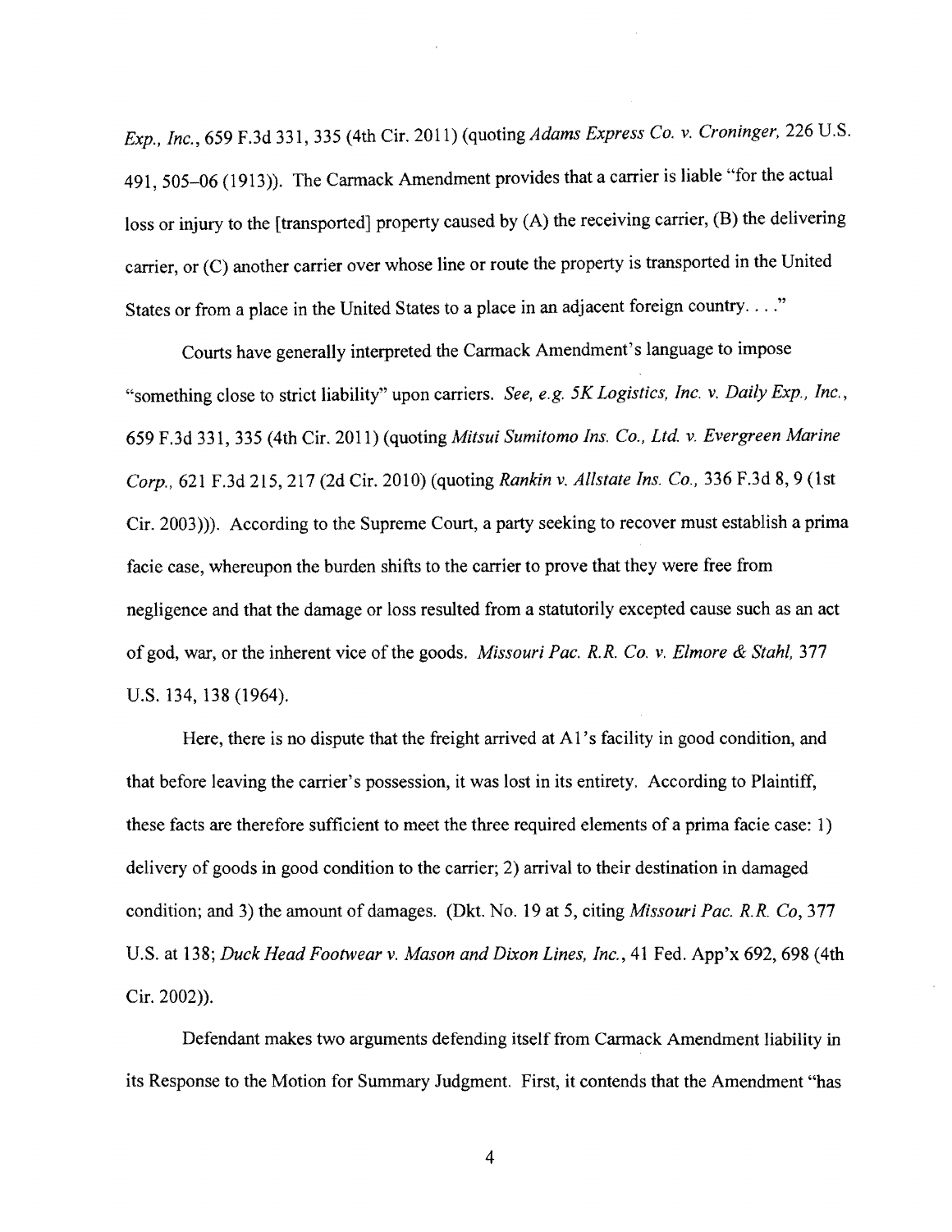*Exp., Inc.*, 659 F.3d 331, 335 (4th Cir. 2011) (quoting *Adams Express Co. v. Croninger*, 226 U.S. 491, 505–06 (1913)). The Carmack Amendment provides that a carrier is liable "for the actual loss or injury to the [transported] property caused by (A) the receiving carrier, (B) the delivering carrier, or (C) another carrier over whose line or route the property is transported in the United States or from a place in the United States to a place in an adjacent foreign country. . . ."

Courts have generally interpreted the Carmack Amendment's language to impose "something close to strict liability" upon carriers. *See, e.g. 5K Logistics, Inc. v. Daily Exp., Inc.*, 659 F.3d 331, 335 (4th Cir. 2011) (quoting *Mitsui Sumitomo Ins. Co., Ltd. v. Evergreen Marine Corp.*, 621 F.3d 215, 217 (2d Cir. 2010) (quoting *Rankin v. Allstate Ins. Co.*, 336 F.3d 8, 9 (1st Cir. 2003))). According to the Supreme Court, a party seeking to recover must establish a prima facie case, whereupon the burden shifts to the carrier to prove that they were free from negligence and that the damage or loss resulted from a statutorily excepted cause such as an act of god, war, or the inherent vice of the goods. *Missouri Pac. R.R. Co. v. Elmore & Stahl*, 377 U.S. 134, 138 (1964).

Here, there is no dispute that the freight arrived at A1's facility in good condition, and that before leaving the carrier's possession, it was lost in its entirety. According to Plaintiff, these facts are therefore sufficient to meet the three required elements of a prima facie case: 1) delivery of goods in good condition to the carrier; 2) arrival to their destination in damaged condition; and 3) the amount of damages. (Dkt. No. 19 at 5, citing *Missouri Pac. R.R. Co*, 377 U.S. at 138; *Duck Head Footwear v. Mason and Dixon Lines, Inc.*, 41 Fed. App'x 692, 698 (4th Cir. 2002)).

Defendant makes two arguments defending itself from Carmack Amendment liability in its Response to the Motion for Summary Judgment. First, it contends that the Amendment "has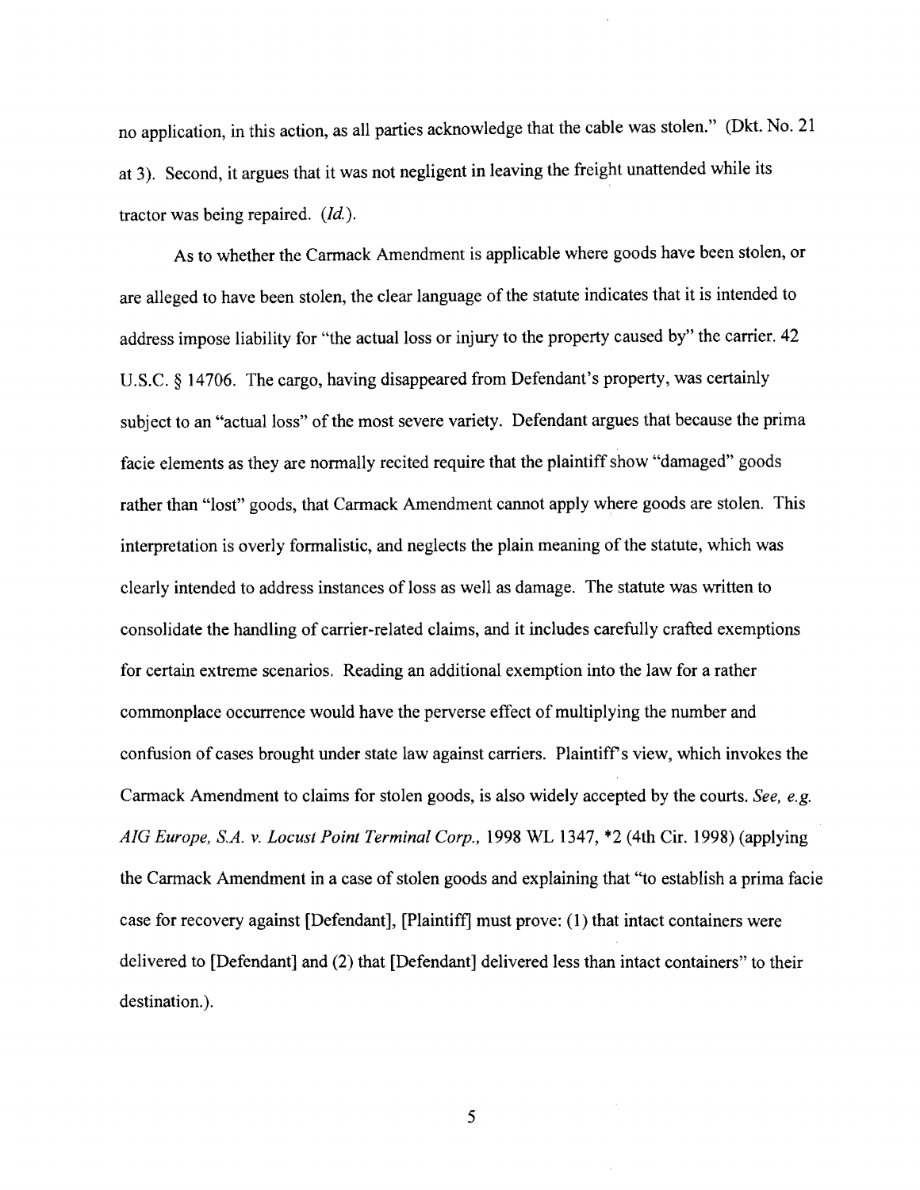no application, in this action, as all parties acknowledge that the cable was stolen." (Dkt. No. 21 at 3). Second, it argues that it was not negligent in leaving the freight unattended while its tractor was being repaired. (*Id.*).

As to whether the Carmack Amendment is applicable where goods have been stolen, or are alleged to have been stolen, the clear language of the statute indicates that it is intended to address impose liability for "the actual loss or injury to the property caused by" the carrier. 42 U.S.C. § 14706. The cargo, having disappeared from Defendant's property, was certainly subject to an "actual loss" of the most severe variety. Defendant argues that because the prima facie elements as they are normally recited require that the plaintiff show "damaged" goods rather than "lost" goods, that Carmack Amendment cannot apply where goods are stolen. This interpretation is overly formalistic, and neglects the plain meaning of the statute, which was clearly intended to address instances of loss as well as damage. The statute was written to consolidate the handling of carrier-related claims, and it includes carefully crafted exemptions for certain extreme scenarios. Reading an additional exemption into the law for a rather commonplace occurrence would have the perverse effect of multiplying the number and confusion of cases brought under state law against carriers. Plaintiff's view, which invokes the Carmack Amendment to claims for stolen goods, is also widely accepted by the courts. *See, e.g. AIG Europe, S.A. v. Locust Point Terminal Corp.*, 1998 WL 1347, *2 (4th Cir. 1998) (applying the Carmack Amendment in a case of stolen goods and explaining that "to establish a prima facie case for recovery against [Defendant], [Plaintiff] must prove: (1) that intact containers were delivered to [Defendant] and (2) that [Defendant] delivered less than intact containers" to their destination.).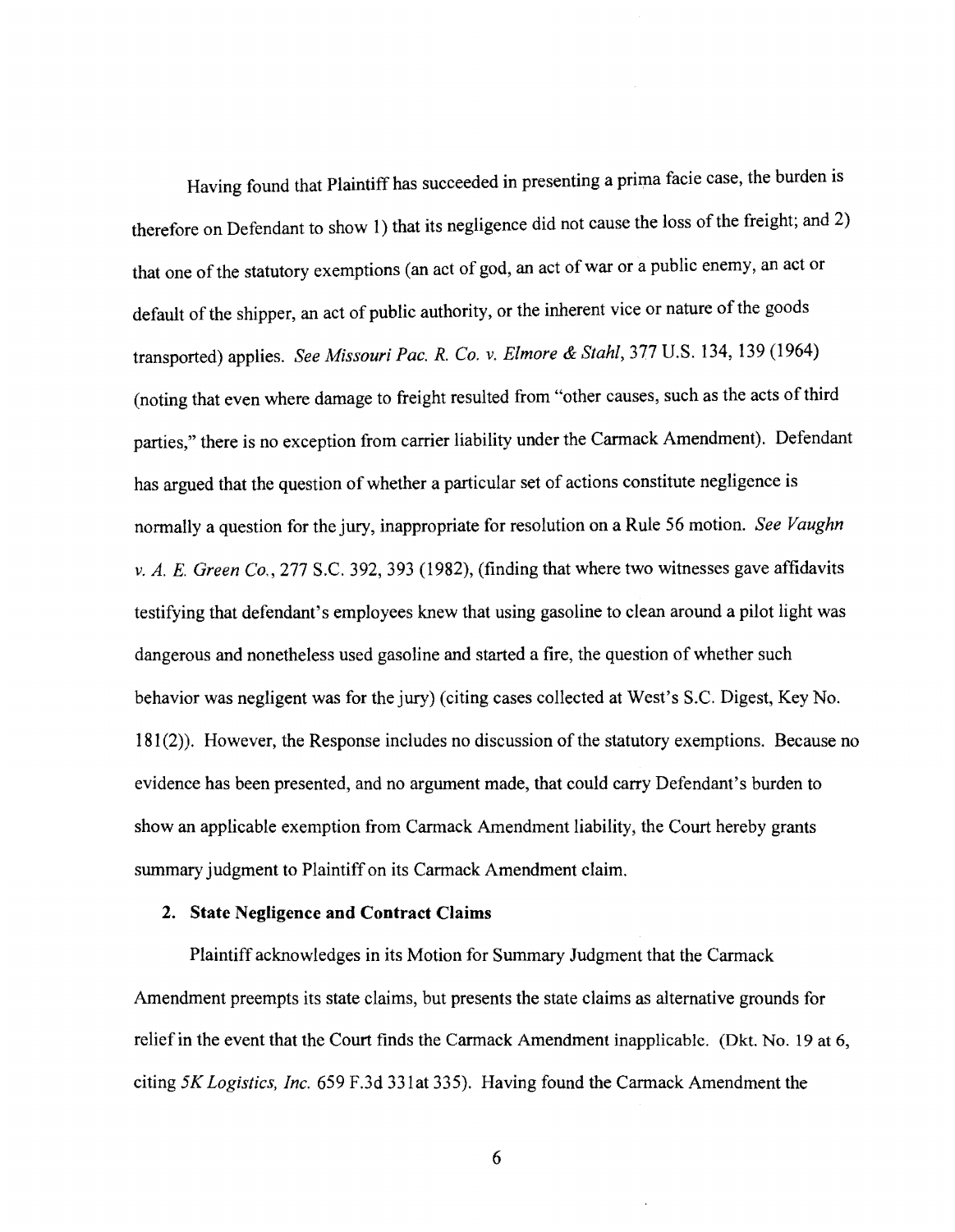Having found that Plaintiff has succeeded in presenting a prima facie case, the burden is therefore on Defendant to show 1) that its negligence did not cause the loss of the freight; and 2) that one of the statutory exemptions (an act of god, an act of war or a public enemy, an act or default of the shipper, an act of public authority, or the inherent vice or nature of the goods transported) applies. *See Missouri Pac. R. Co. v. Elmore & Stahl*, 377 U.S. 134, 139 (1964) (noting that even where damage to freight resulted from "other causes, such as the acts of third parties," there is no exception from carrier liability under the Carmack Amendment). Defendant has argued that the question of whether a particular set of actions constitute negligence is normally a question for the jury, inappropriate for resolution on a Rule 56 motion. *See Vaughn v. A. E. Green Co.*, 277 S.C. 392, 393 (1982), (finding that where two witnesses gave affidavits testifying that defendant's employees knew that using gasoline to clean around a pilot light was dangerous and nonetheless used gasoline and started a fire, the question of whether such behavior was negligent was for the jury) (citing cases collected at West's S.C. Digest, Key No. 181(2)). However, the Response includes no discussion of the statutory exemptions. Because no evidence has been presented, and no argument made, that could carry Defendant's burden to show an applicable exemption from Carmack Amendment liability, the Court hereby grants summary judgment to Plaintiff on its Carmack Amendment claim.

**2. State Negligence and Contract Claims**

Plaintiff acknowledges in its Motion for Summary Judgment that the Carmack Amendment preempts its state claims, but presents the state claims as alternative grounds for relief in the event that the Court finds the Carmack Amendment inapplicable. (Dkt. No. 19 at 6, citing *5K Logistics, Inc.* 659 F.3d 331at 335). Having found the Carmack Amendment the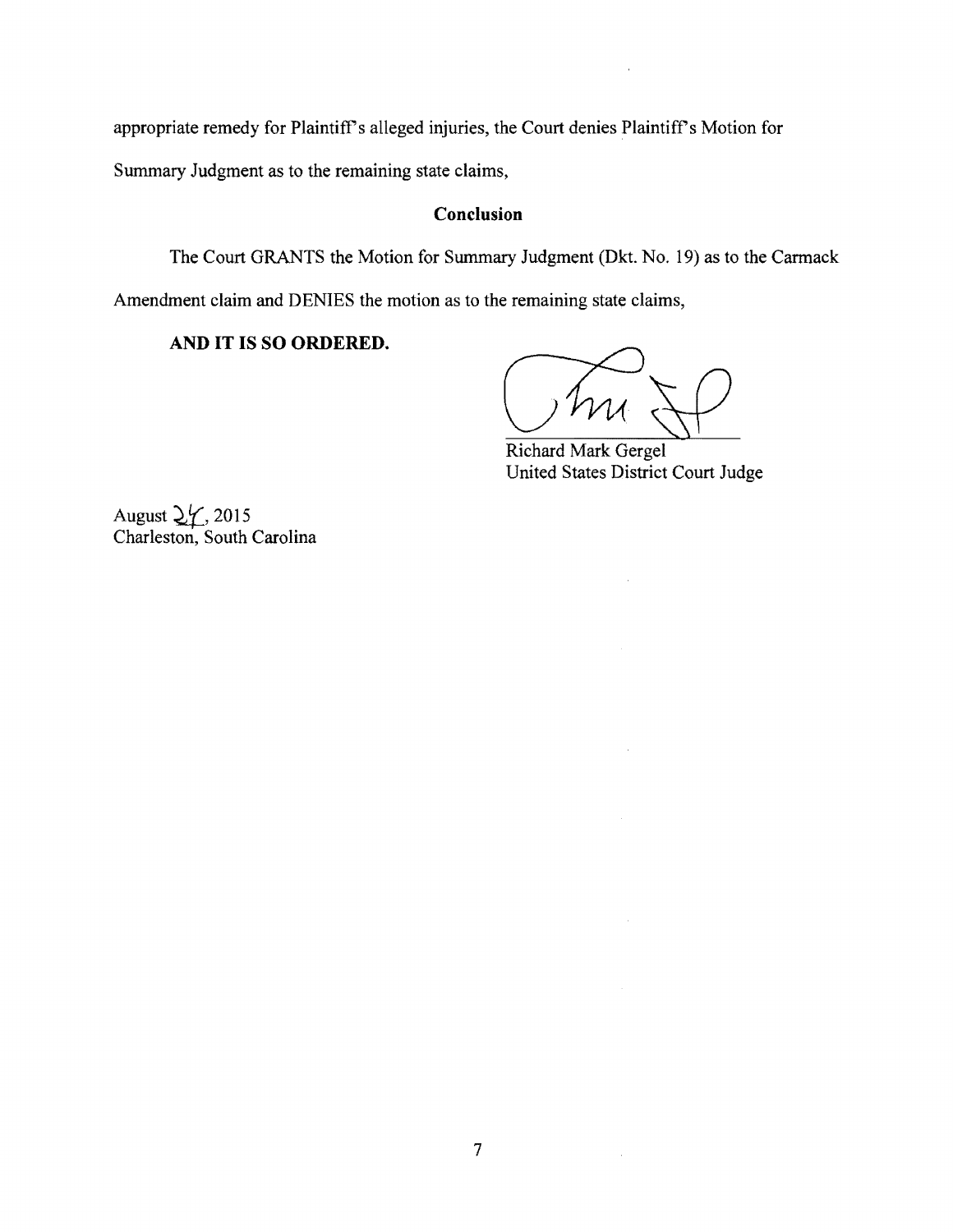appropriate remedy for Plaintiff's alleged injuries, the Court denies Plaintiff's Motion for Summary Judgment as to the remaining state claims,

## Conclusion

The Court GRANTS the Motion for Summary Judgment (Dkt. No. 19) as to the Carmack Amendment claim and DENIES the motion as to the remaining state claims,

**AND IT IS SO ORDERED.**

Richard Mark Gergel
United States District Court Judge

August 24, 2015
Charleston, South Carolina